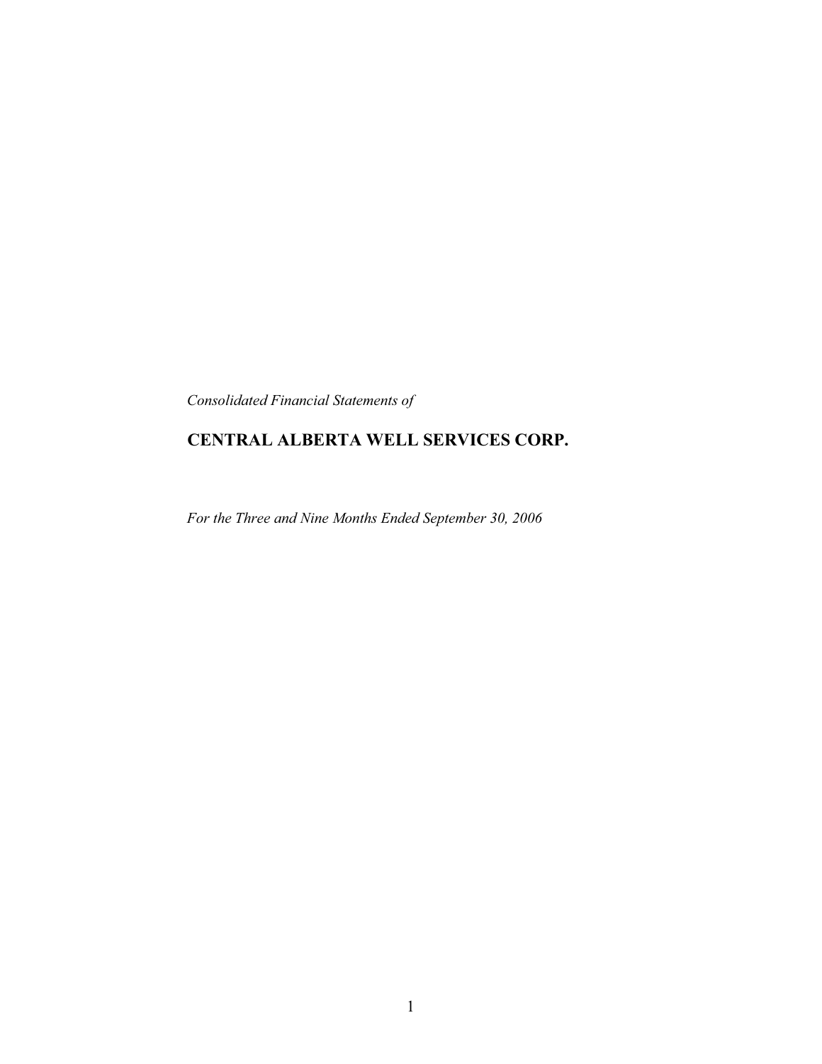*Consolidated Financial Statements of*

# CENTRAL ALBERTA WELL SERVICES CORP.

*For the Three and Nine Months Ended September 30, 2006*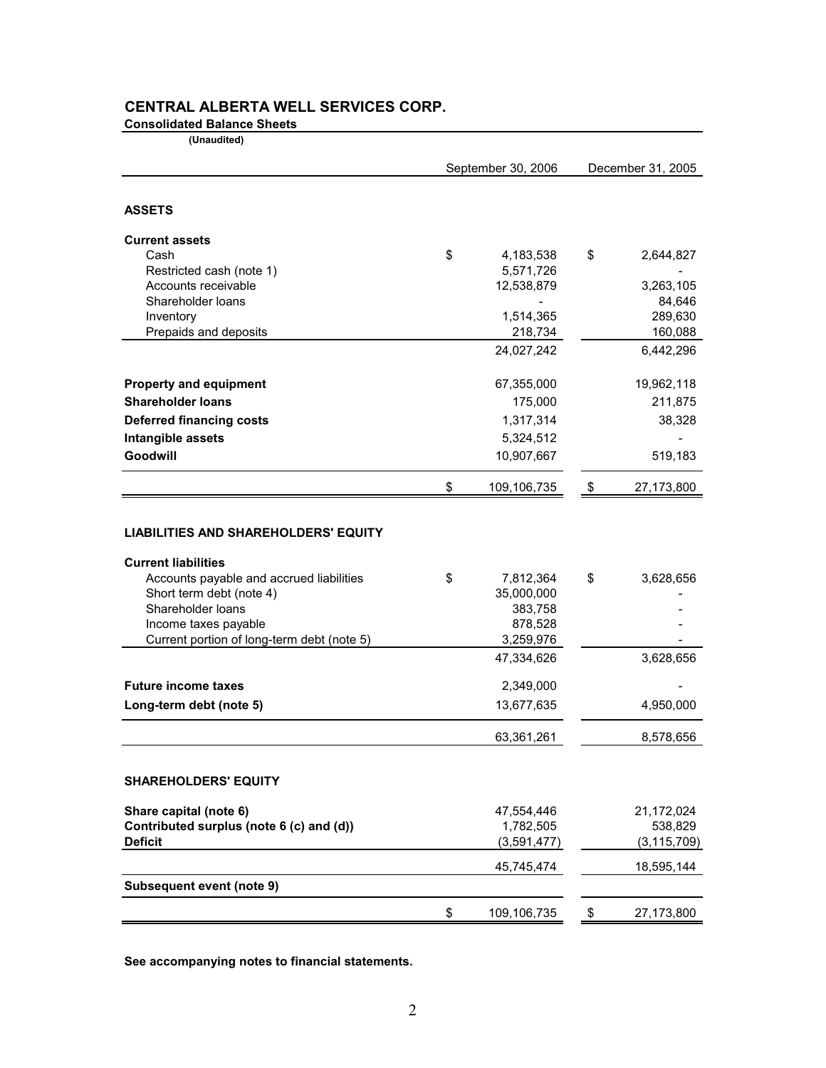# CENTRAL ALBERTA WELL SERVICES CORP.

**Consolidated Balance Sheets**

**(Unaudited)**

| | September 30, 2006 | December 31, 2005 |
|---|---|---|
| **ASSETS** | | |
| **Current assets** | | |
| Cash | $ 4,183,538 | $ 2,644,827 |
| Restricted cash (note 1) | 5,571,726 | - |
| Accounts receivable | 12,538,879 | 3,263,105 |
| Shareholder loans | - | 84,646 |
| Inventory | 1,514,365 | 289,630 |
| Prepaids and deposits | 218,734 | 160,088 |
| | 24,027,242 | 6,442,296 |
| **Property and equipment** | 67,355,000 | 19,962,118 |
| **Shareholder loans** | 175,000 | 211,875 |
| **Deferred financing costs** | 1,317,314 | 38,328 |
| **Intangible assets** | 5,324,512 | - |
| **Goodwill** | 10,907,667 | 519,183 |
| | $ 109,106,735 | $ 27,173,800 |
| **LIABILITIES AND SHAREHOLDERS' EQUITY** | | |
| **Current liabilities** | | |
| Accounts payable and accrued liabilities | $ 7,812,364 | $ 3,628,656 |
| Short term debt (note 4) | 35,000,000 | - |
| Shareholder loans | 383,758 | - |
| Income taxes payable | 878,528 | - |
| Current portion of long-term debt (note 5) | 3,259,976 | - |
| | 47,334,626 | 3,628,656 |
| **Future income taxes** | 2,349,000 | - |
| **Long-term debt (note 5)** | 13,677,635 | 4,950,000 |
| | 63,361,261 | 8,578,656 |
| **SHAREHOLDERS' EQUITY** | | |
| **Share capital (note 6)** | 47,554,446 | 21,172,024 |
| **Contributed surplus (note 6 (c) and (d))** | 1,782,505 | 538,829 |
| **Deficit** | (3,591,477) | (3,115,709) |
| | 45,745,474 | 18,595,144 |
| **Subsequent event (note 9)** | | |
| | $ 109,106,735 | $ 27,173,800 |

**See accompanying notes to financial statements.**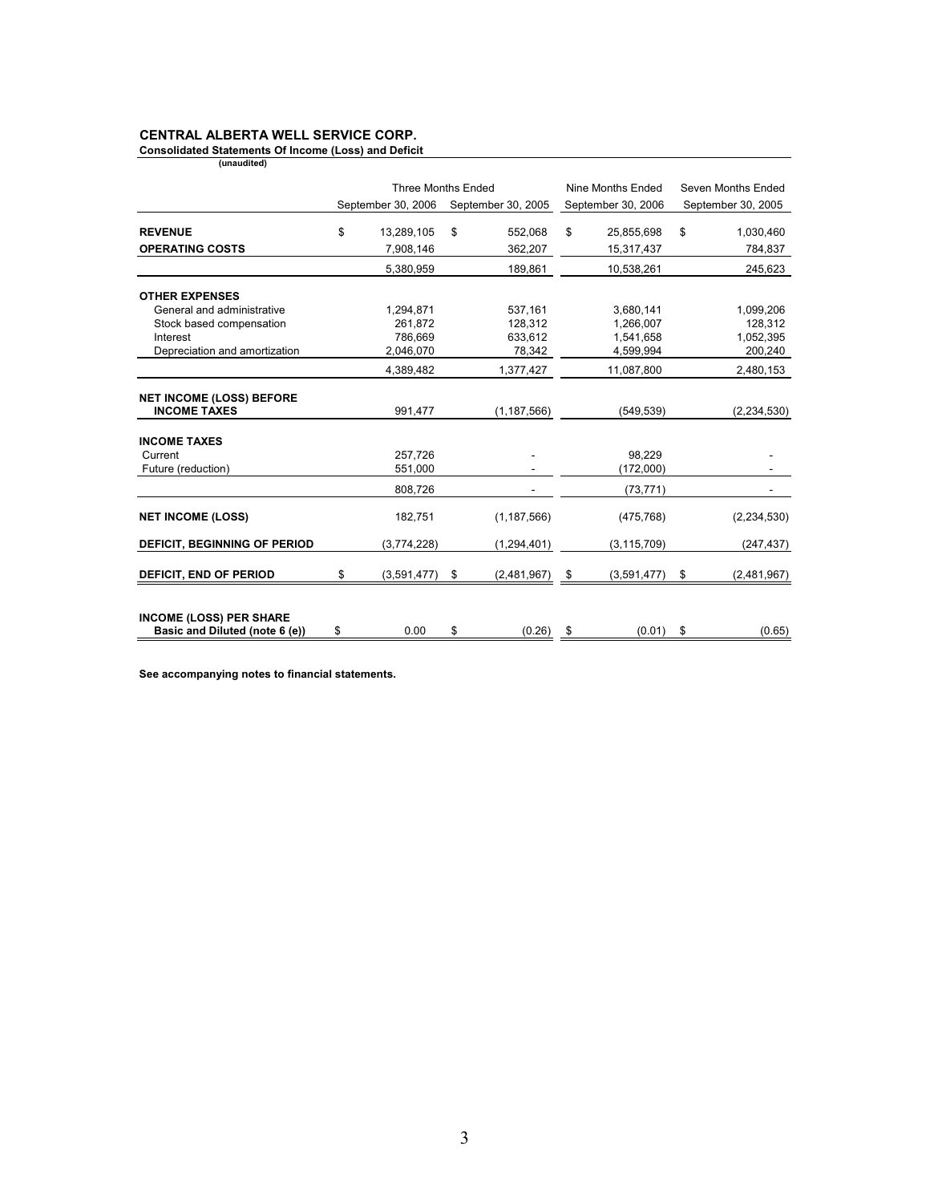**CENTRAL ALBERTA WELL SERVICE CORP.**

**Consolidated Statements Of Income (Loss) and Deficit**

**(unaudited)**

| | Three Months Ended | | Nine Months Ended | Seven Months Ended |
|---|---|---|---|---|
| | September 30, 2006 | September 30, 2005 | September 30, 2006 | September 30, 2005 |
| **REVENUE** | $ 13,289,105 | $ 552,068 | $ 25,855,698 | $ 1,030,460 |
| **OPERATING COSTS** | 7,908,146 | 362,207 | 15,317,437 | 784,837 |
| | 5,380,959 | 189,861 | 10,538,261 | 245,623 |
| **OTHER EXPENSES** | | | | |
| General and administrative | 1,294,871 | 537,161 | 3,680,141 | 1,099,206 |
| Stock based compensation | 261,872 | 128,312 | 1,266,007 | 128,312 |
| Interest | 786,669 | 633,612 | 1,541,658 | 1,052,395 |
| Depreciation and amortization | 2,046,070 | 78,342 | 4,599,994 | 200,240 |
| | 4,389,482 | 1,377,427 | 11,087,800 | 2,480,153 |
| **NET INCOME (LOSS) BEFORE INCOME TAXES** | 991,477 | (1,187,566) | (549,539) | (2,234,530) |
| **INCOME TAXES** | | | | |
| Current | 257,726 | - | 98,229 | - |
| Future (reduction) | 551,000 | - | (172,000) | - |
| | 808,726 | - | (73,771) | - |
| **NET INCOME (LOSS)** | 182,751 | (1,187,566) | (475,768) | (2,234,530) |
| **DEFICIT, BEGINNING OF PERIOD** | (3,774,228) | (1,294,401) | (3,115,709) | (247,437) |
| **DEFICIT, END OF PERIOD** | $ (3,591,477) | $ (2,481,967) | $ (3,591,477) | $ (2,481,967) |
| **INCOME (LOSS) PER SHARE Basic and Diluted (note 6 (e))** | $ 0.00 | $ (0.26) | $ (0.01) | $ (0.65) |

**See accompanying notes to financial statements.**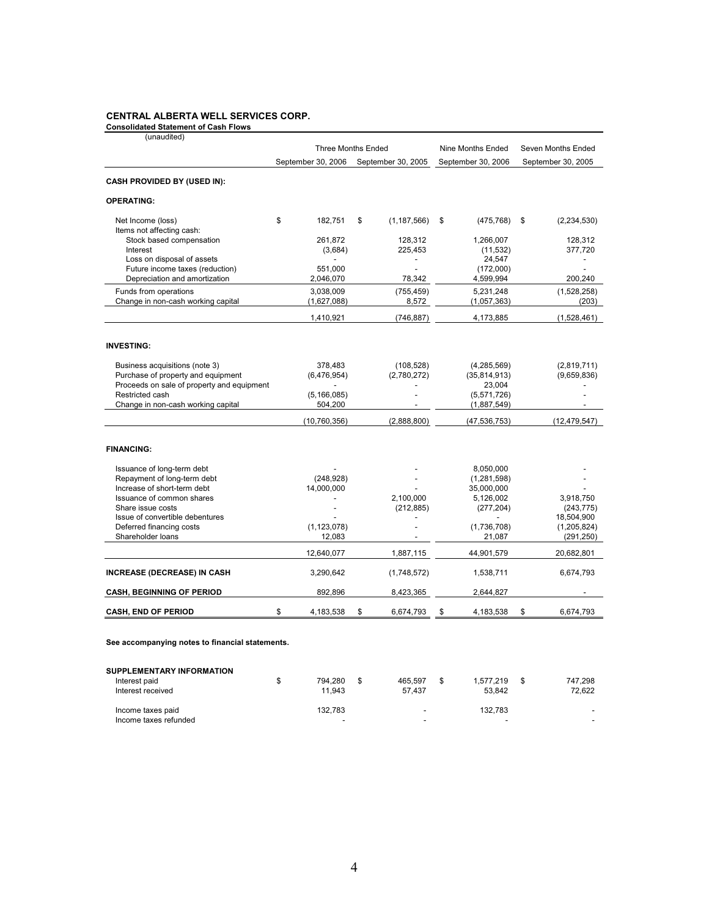**CENTRAL ALBERTA WELL SERVICES CORP.**

**Consolidated Statement of Cash Flows**

(unaudited)

| | Three Months Ended | | Nine Months Ended | Seven Months Ended |
|---|---|---|---|---|
| | September 30, 2006 | September 30, 2005 | September 30, 2006 | September 30, 2005 |
| **CASH PROVIDED BY (USED IN):** | | | | |
| **OPERATING:** | | | | |
| Net Income (loss) | $ 182,751 | $ (1,187,566) | $ (475,768) | $ (2,234,530) |
| Items not affecting cash: | | | | |
| Stock based compensation | 261,872 | 128,312 | 1,266,007 | 128,312 |
| Interest | (3,684) | 225,453 | (11,532) | 377,720 |
| Loss on disposal of assets | - | - | 24,547 | - |
| Future income taxes (reduction) | 551,000 | - | (172,000) | - |
| Depreciation and amortization | 2,046,070 | 78,342 | 4,599,994 | 200,240 |
| Funds from operations | 3,038,009 | (755,459) | 5,231,248 | (1,528,258) |
| Change in non-cash working capital | (1,627,088) | 8,572 | (1,057,363) | (203) |
| | 1,410,921 | (746,887) | 4,173,885 | (1,528,461) |
| **INVESTING:** | | | | |
| Business acquisitions (note 3) | 378,483 | (108,528) | (4,285,569) | (2,819,711) |
| Purchase of property and equipment | (6,476,954) | (2,780,272) | (35,814,913) | (9,659,836) |
| Proceeds on sale of property and equipment | - | - | 23,004 | - |
| Restricted cash | (5,166,085) | - | (5,571,726) | - |
| Change in non-cash working capital | 504,200 | - | (1,887,549) | - |
| | (10,760,356) | (2,888,800) | (47,536,753) | (12,479,547) |
| **FINANCING:** | | | | |
| Issuance of long-term debt | - | - | 8,050,000 | - |
| Repayment of long-term debt | (248,928) | - | (1,281,598) | - |
| Increase of short-term debt | 14,000,000 | - | 35,000,000 | - |
| Issuance of common shares | - | 2,100,000 | 5,126,002 | 3,918,750 |
| Share issue costs | - | (212,885) | (277,204) | (243,775) |
| Issue of convertible debentures | - | - | - | 18,504,900 |
| Deferred financing costs | (1,123,078) | - | (1,736,708) | (1,205,824) |
| Shareholder loans | 12,083 | - | 21,087 | (291,250) |
| | 12,640,077 | 1,887,115 | 44,901,579 | 20,682,801 |
| **INCREASE (DECREASE) IN CASH** | 3,290,642 | (1,748,572) | 1,538,711 | 6,674,793 |
| **CASH, BEGINNING OF PERIOD** | 892,896 | 8,423,365 | 2,644,827 | - |
| **CASH, END OF PERIOD** | $ 4,183,538 | $ 6,674,793 | $ 4,183,538 | $ 6,674,793 |

**See accompanying notes to financial statements.**

| **SUPPLEMENTARY INFORMATION** | | | | |
|---|---|---|---|---|
| Interest paid | $ 794,280 | $ 465,597 | $ 1,577,219 | $ 747,298 |
| Interest received | 11,943 | 57,437 | 53,842 | 72,622 |
| Income taxes paid | 132,783 | - | 132,783 | - |
| Income taxes refunded | - | - | - | - |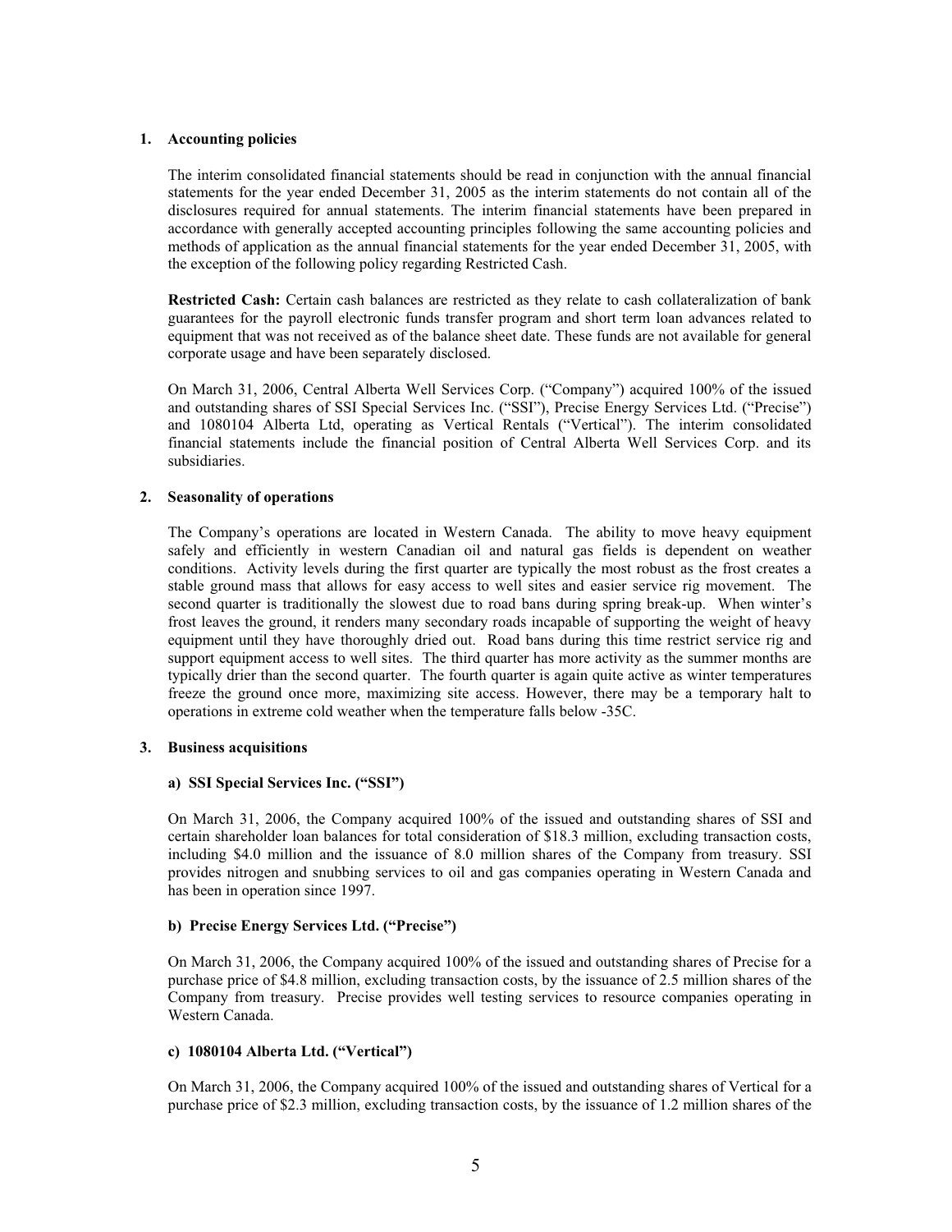## 1. Accounting policies

The interim consolidated financial statements should be read in conjunction with the annual financial statements for the year ended December 31, 2005 as the interim statements do not contain all of the disclosures required for annual statements. The interim financial statements have been prepared in accordance with generally accepted accounting principles following the same accounting policies and methods of application as the annual financial statements for the year ended December 31, 2005, with the exception of the following policy regarding Restricted Cash.

**Restricted Cash:** Certain cash balances are restricted as they relate to cash collateralization of bank guarantees for the payroll electronic funds transfer program and short term loan advances related to equipment that was not received as of the balance sheet date. These funds are not available for general corporate usage and have been separately disclosed.

On March 31, 2006, Central Alberta Well Services Corp. ("Company") acquired 100% of the issued and outstanding shares of SSI Special Services Inc. ("SSI"), Precise Energy Services Ltd. ("Precise") and 1080104 Alberta Ltd, operating as Vertical Rentals ("Vertical"). The interim consolidated financial statements include the financial position of Central Alberta Well Services Corp. and its subsidiaries.

## 2. Seasonality of operations

The Company's operations are located in Western Canada. The ability to move heavy equipment safely and efficiently in western Canadian oil and natural gas fields is dependent on weather conditions. Activity levels during the first quarter are typically the most robust as the frost creates a stable ground mass that allows for easy access to well sites and easier service rig movement. The second quarter is traditionally the slowest due to road bans during spring break-up. When winter's frost leaves the ground, it renders many secondary roads incapable of supporting the weight of heavy equipment until they have thoroughly dried out. Road bans during this time restrict service rig and support equipment access to well sites. The third quarter has more activity as the summer months are typically drier than the second quarter. The fourth quarter is again quite active as winter temperatures freeze the ground once more, maximizing site access. However, there may be a temporary halt to operations in extreme cold weather when the temperature falls below -35C.

## 3. Business acquisitions

### a) SSI Special Services Inc. ("SSI")

On March 31, 2006, the Company acquired 100% of the issued and outstanding shares of SSI and certain shareholder loan balances for total consideration of $18.3 million, excluding transaction costs, including $4.0 million and the issuance of 8.0 million shares of the Company from treasury. SSI provides nitrogen and snubbing services to oil and gas companies operating in Western Canada and has been in operation since 1997.

### b) Precise Energy Services Ltd. ("Precise")

On March 31, 2006, the Company acquired 100% of the issued and outstanding shares of Precise for a purchase price of $4.8 million, excluding transaction costs, by the issuance of 2.5 million shares of the Company from treasury. Precise provides well testing services to resource companies operating in Western Canada.

### c) 1080104 Alberta Ltd. ("Vertical")

On March 31, 2006, the Company acquired 100% of the issued and outstanding shares of Vertical for a purchase price of $2.3 million, excluding transaction costs, by the issuance of 1.2 million shares of the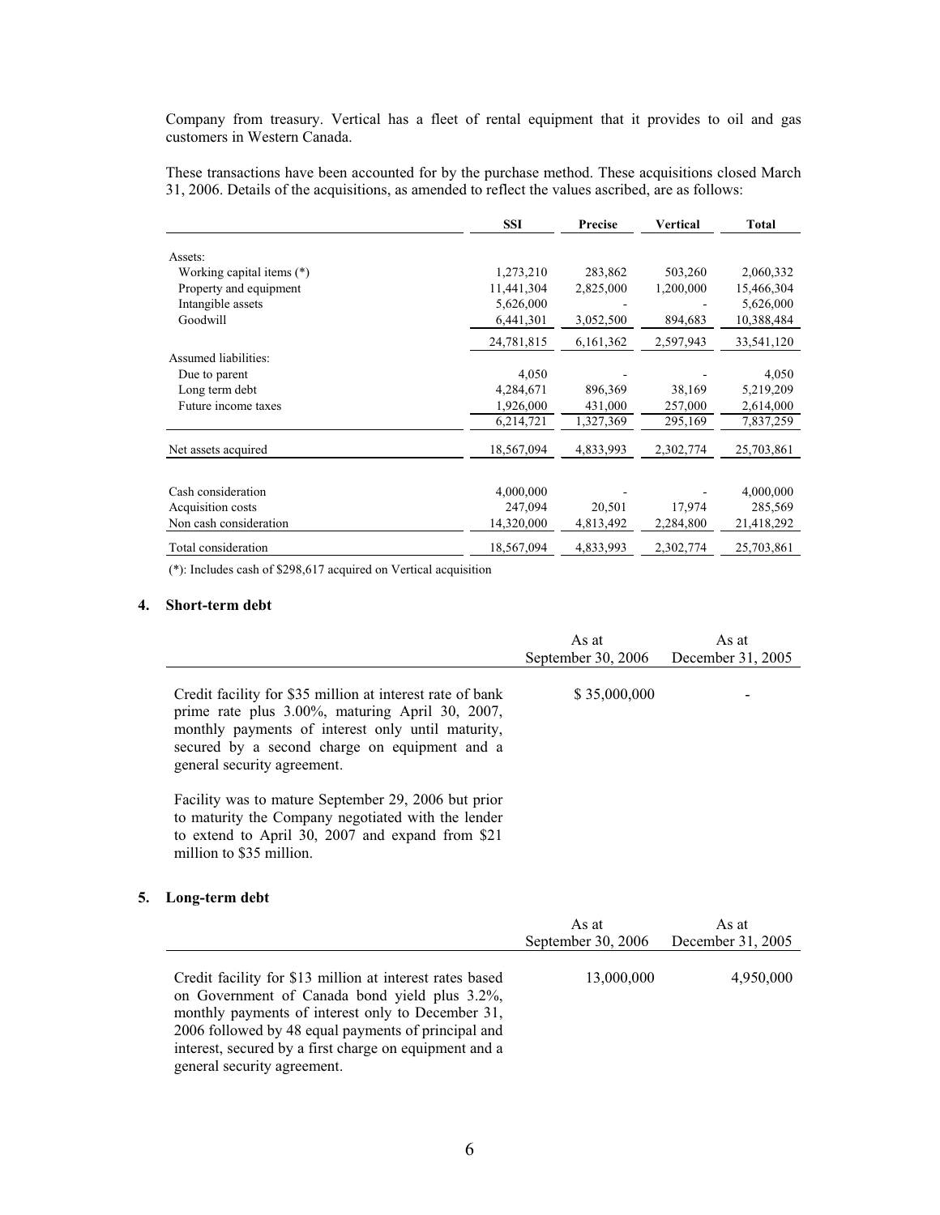Company from treasury. Vertical has a fleet of rental equipment that it provides to oil and gas customers in Western Canada.

These transactions have been accounted for by the purchase method. These acquisitions closed March 31, 2006. Details of the acquisitions, as amended to reflect the values ascribed, are as follows:

| | SSI | Precise | Vertical | Total |
|---|---|---|---|---|
| Assets: | | | | |
| Working capital items (*) | 1,273,210 | 283,862 | 503,260 | 2,060,332 |
| Property and equipment | 11,441,304 | 2,825,000 | 1,200,000 | 15,466,304 |
| Intangible assets | 5,626,000 | - | - | 5,626,000 |
| Goodwill | 6,441,301 | 3,052,500 | 894,683 | 10,388,484 |
| | 24,781,815 | 6,161,362 | 2,597,943 | 33,541,120 |
| Assumed liabilities: | | | | |
| Due to parent | 4,050 | - | - | 4,050 |
| Long term debt | 4,284,671 | 896,369 | 38,169 | 5,219,209 |
| Future income taxes | 1,926,000 | 431,000 | 257,000 | 2,614,000 |
| | 6,214,721 | 1,327,369 | 295,169 | 7,837,259 |
| Net assets acquired | 18,567,094 | 4,833,993 | 2,302,774 | 25,703,861 |
| Cash consideration | 4,000,000 | - | - | 4,000,000 |
| Acquisition costs | 247,094 | 20,501 | 17,974 | 285,569 |
| Non cash consideration | 14,320,000 | 4,813,492 | 2,284,800 | 21,418,292 |
| Total consideration | 18,567,094 | 4,833,993 | 2,302,774 | 25,703,861 |

(*): Includes cash of $298,617 acquired on Vertical acquisition

## 4. Short-term debt

| | As at September 30, 2006 | As at December 31, 2005 |
|---|---|---|
| Credit facility for $35 million at interest rate of bank prime rate plus 3.00%, maturing April 30, 2007, monthly payments of interest only until maturity, secured by a second charge on equipment and a general security agreement.<br><br>Facility was to mature September 29, 2006 but prior to maturity the Company negotiated with the lender to extend to April 30, 2007 and expand from $21 million to $35 million. | $ 35,000,000 | - |

## 5. Long-term debt

| | As at September 30, 2006 | As at December 31, 2005 |
|---|---|---|
| Credit facility for $13 million at interest rates based on Government of Canada bond yield plus 3.2%, monthly payments of interest only to December 31, 2006 followed by 48 equal payments of principal and interest, secured by a first charge on equipment and a general security agreement. | 13,000,000 | 4,950,000 |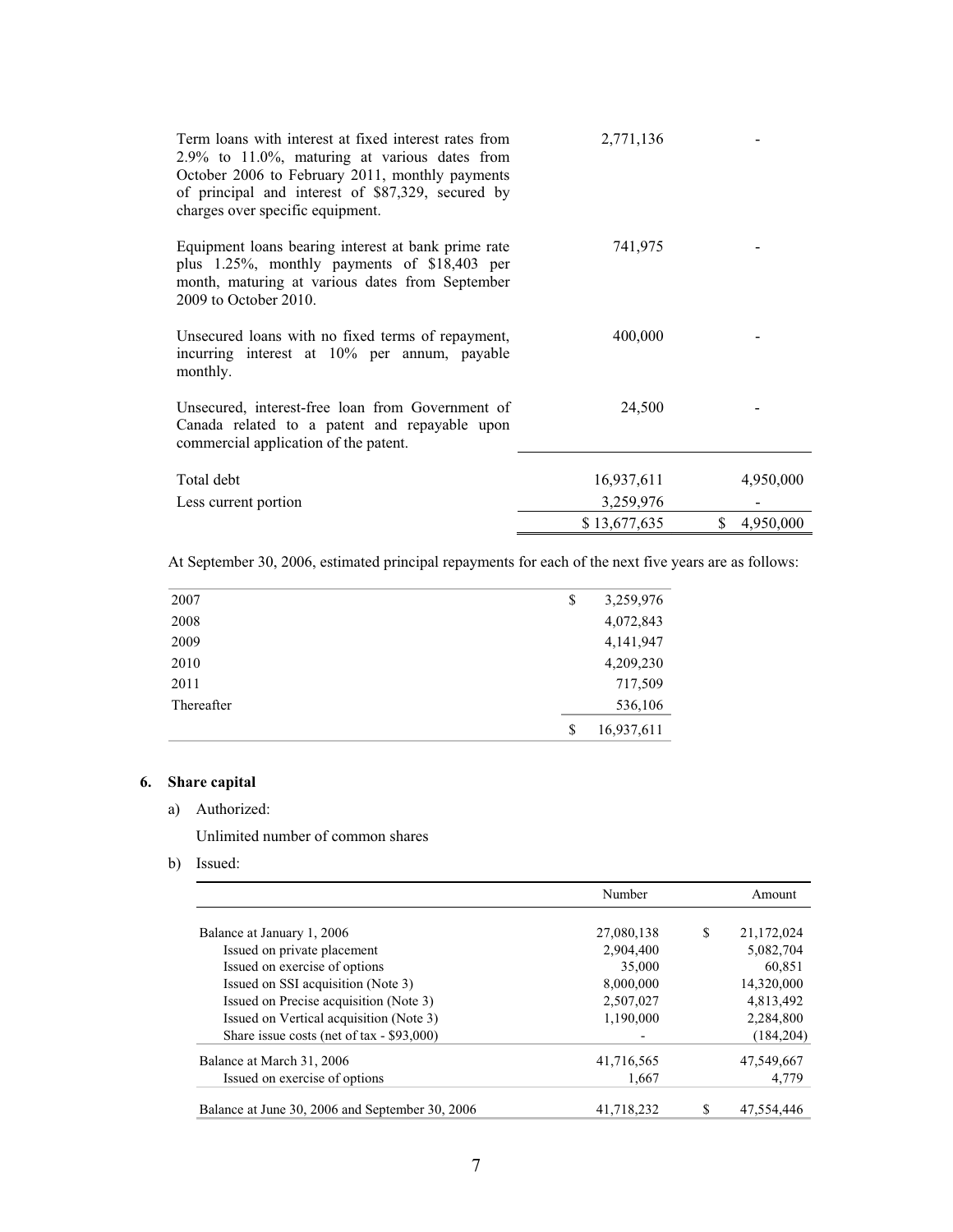| | | |
|---|---|---|
| Term loans with interest at fixed interest rates from 2.9% to 11.0%, maturing at various dates from October 2006 to February 2011, monthly payments of principal and interest of $87,329, secured by charges over specific equipment. | 2,771,136 | - |
| Equipment loans bearing interest at bank prime rate plus 1.25%, monthly payments of $18,403 per month, maturing at various dates from September 2009 to October 2010. | 741,975 | - |
| Unsecured loans with no fixed terms of repayment, incurring interest at 10% per annum, payable monthly. | 400,000 | - |
| Unsecured, interest-free loan from Government of Canada related to a patent and repayable upon commercial application of the patent. | 24,500 | - |
| Total debt | 16,937,611 | 4,950,000 |
| Less current portion | 3,259,976 | - |
| | $ 13,677,635 | $ 4,950,000 |

At September 30, 2006, estimated principal repayments for each of the next five years are as follows:

| | |
|---|---|
| 2007 | $ 3,259,976 |
| 2008 | 4,072,843 |
| 2009 | 4,141,947 |
| 2010 | 4,209,230 |
| 2011 | 717,509 |
| Thereafter | 536,106 |
| | $ 16,937,611 |

**6. Share capital**

a) Authorized:

Unlimited number of common shares

b) Issued:

| | Number | Amount |
|---|---|---|
| Balance at January 1, 2006 | 27,080,138 | $ 21,172,024 |
| Issued on private placement | 2,904,400 | 5,082,704 |
| Issued on exercise of options | 35,000 | 60,851 |
| Issued on SSI acquisition (Note 3) | 8,000,000 | 14,320,000 |
| Issued on Precise acquisition (Note 3) | 2,507,027 | 4,813,492 |
| Issued on Vertical acquisition (Note 3) | 1,190,000 | 2,284,800 |
| Share issue costs (net of tax - $93,000) | - | (184,204) |
| Balance at March 31, 2006 | 41,716,565 | 47,549,667 |
| Issued on exercise of options | 1,667 | 4,779 |
| Balance at June 30, 2006 and September 30, 2006 | 41,718,232 | $ 47,554,446 |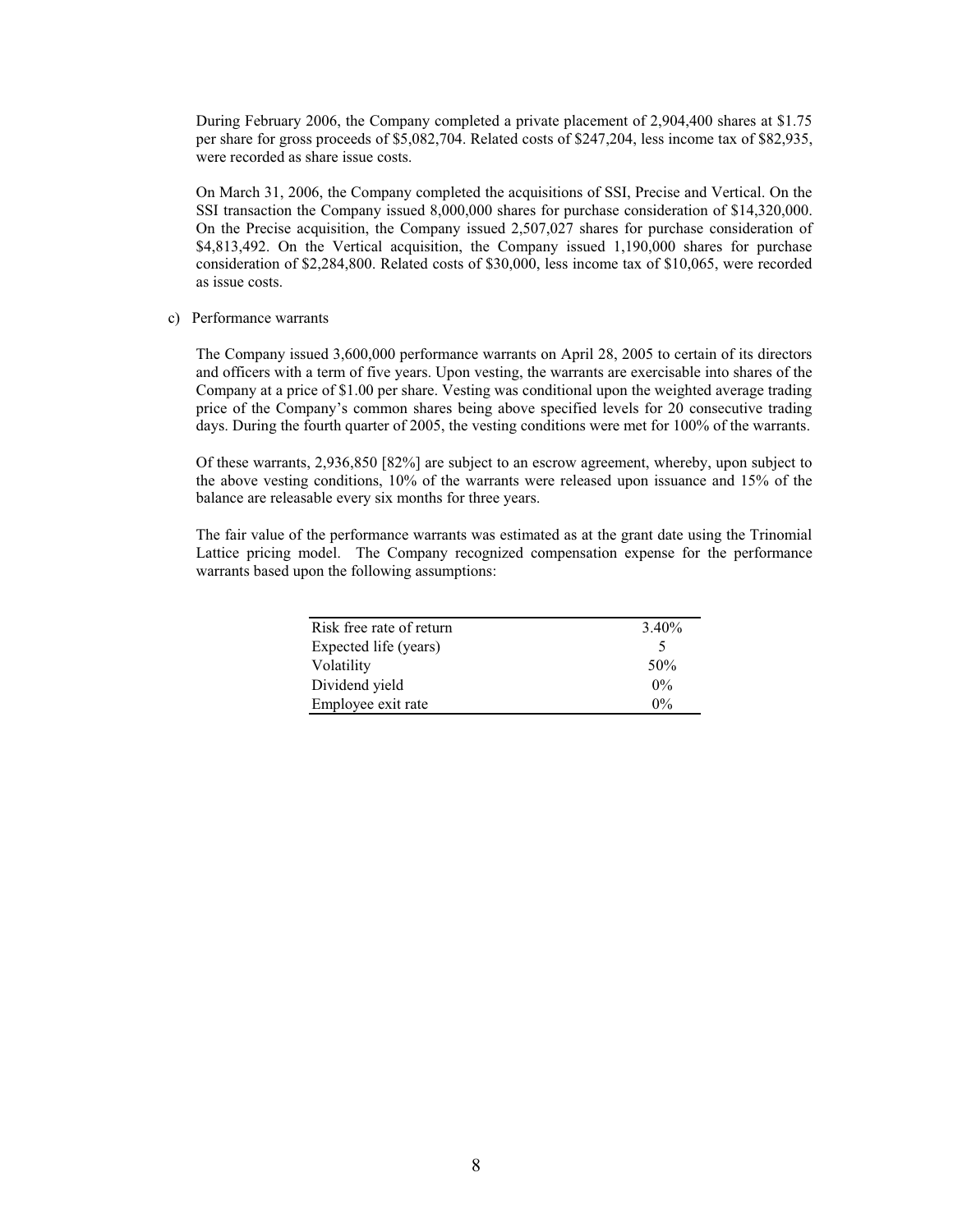During February 2006, the Company completed a private placement of 2,904,400 shares at $1.75 per share for gross proceeds of $5,082,704. Related costs of $247,204, less income tax of $82,935, were recorded as share issue costs.

On March 31, 2006, the Company completed the acquisitions of SSI, Precise and Vertical. On the SSI transaction the Company issued 8,000,000 shares for purchase consideration of $14,320,000. On the Precise acquisition, the Company issued 2,507,027 shares for purchase consideration of $4,813,492. On the Vertical acquisition, the Company issued 1,190,000 shares for purchase consideration of $2,284,800. Related costs of $30,000, less income tax of $10,065, were recorded as issue costs.

c) Performance warrants

The Company issued 3,600,000 performance warrants on April 28, 2005 to certain of its directors and officers with a term of five years. Upon vesting, the warrants are exercisable into shares of the Company at a price of $1.00 per share. Vesting was conditional upon the weighted average trading price of the Company's common shares being above specified levels for 20 consecutive trading days. During the fourth quarter of 2005, the vesting conditions were met for 100% of the warrants.

Of these warrants, 2,936,850 [82%] are subject to an escrow agreement, whereby, upon subject to the above vesting conditions, 10% of the warrants were released upon issuance and 15% of the balance are releasable every six months for three years.

The fair value of the performance warrants was estimated as at the grant date using the Trinomial Lattice pricing model. The Company recognized compensation expense for the performance warrants based upon the following assumptions:

| | |
|---|---|
| Risk free rate of return | 3.40% |
| Expected life (years) | 5 |
| Volatility | 50% |
| Dividend yield | 0% |
| Employee exit rate | 0% |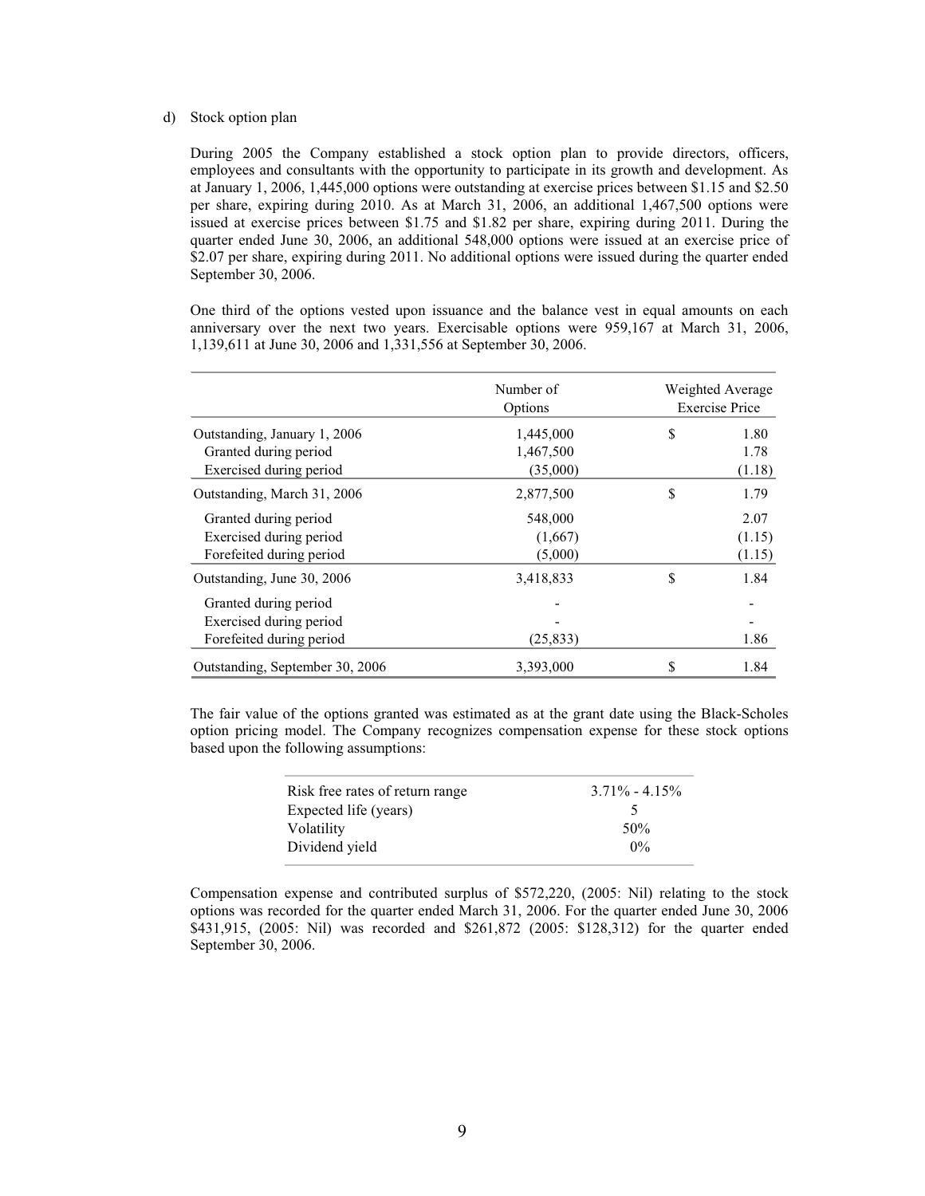d) Stock option plan

During 2005 the Company established a stock option plan to provide directors, officers, employees and consultants with the opportunity to participate in its growth and development. As at January 1, 2006, 1,445,000 options were outstanding at exercise prices between $1.15 and $2.50 per share, expiring during 2010. As at March 31, 2006, an additional 1,467,500 options were issued at exercise prices between $1.75 and $1.82 per share, expiring during 2011. During the quarter ended June 30, 2006, an additional 548,000 options were issued at an exercise price of $2.07 per share, expiring during 2011. No additional options were issued during the quarter ended September 30, 2006.

One third of the options vested upon issuance and the balance vest in equal amounts on each anniversary over the next two years. Exercisable options were 959,167 at March 31, 2006, 1,139,611 at June 30, 2006 and 1,331,556 at September 30, 2006.

| | Number of Options | Weighted Average Exercise Price |
|---|---|---|
| Outstanding, January 1, 2006 | 1,445,000 | $ 1.80 |
| Granted during period | 1,467,500 | 1.78 |
| Exercised during period | (35,000) | (1.18) |
| Outstanding, March 31, 2006 | 2,877,500 | $ 1.79 |
| Granted during period | 548,000 | 2.07 |
| Exercised during period | (1,667) | (1.15) |
| Forefeited during period | (5,000) | (1.15) |
| Outstanding, June 30, 2006 | 3,418,833 | $ 1.84 |
| Granted during period | - | - |
| Exercised during period | - | - |
| Forefeited during period | (25,833) | 1.86 |
| Outstanding, September 30, 2006 | 3,393,000 | $ 1.84 |

The fair value of the options granted was estimated as at the grant date using the Black-Scholes option pricing model. The Company recognizes compensation expense for these stock options based upon the following assumptions:

| | |
|---|---|
| Risk free rates of return range | 3.71% - 4.15% |
| Expected life (years) | 5 |
| Volatility | 50% |
| Dividend yield | 0% |

Compensation expense and contributed surplus of $572,220, (2005: Nil) relating to the stock options was recorded for the quarter ended March 31, 2006. For the quarter ended June 30, 2006 $431,915, (2005: Nil) was recorded and $261,872 (2005: $128,312) for the quarter ended September 30, 2006.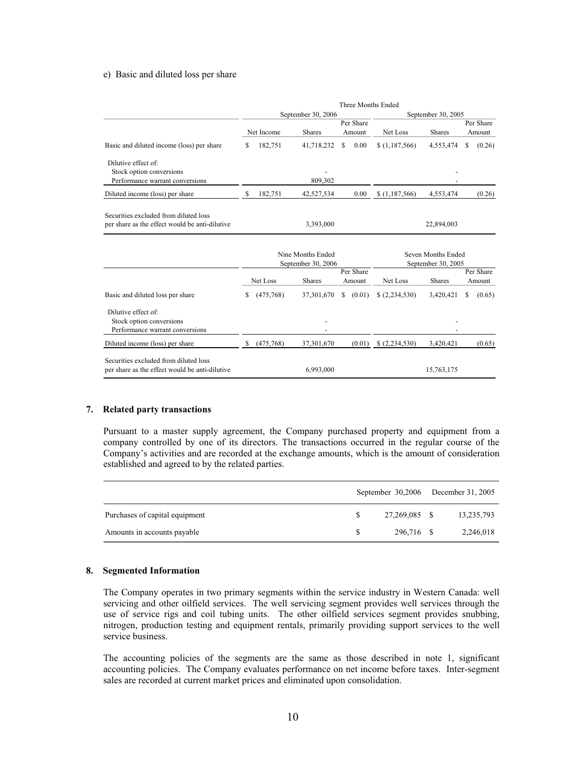e) Basic and diluted loss per share

| | Three Months Ended | | | | | |
|---|---|---|---|---|---|---|
| | September 30, 2006 | | | September 30, 2005 | | |
| | Net Income | Shares | Per Share Amount | Net Loss | Shares | Per Share Amount |
| Basic and diluted income (loss) per share | $ 182,751 | 41,718,232 | $ 0.00 | $ (1,187,566) | 4,553,474 | $ (0.26) |
| Dilutive effect of: | | | | | | |
| Stock option conversions | | - | | | - | |
| Performance warrant conversions | | 809,302 | | | - | |
| Diluted income (loss) per share | $ 182,751 | 42,527,534 | 0.00 | $ (1,187,566) | 4,553,474 | (0.26) |
| Securities excluded from diluted loss per share as the effect would be anti-dilutive | | 3,393,000 | | | 22,894,003 | |

| | Nine Months Ended September 30, 2006 | | | Seven Months Ended September 30, 2005 | | |
|---|---|---|---|---|---|---|
| | Net Loss | Shares | Per Share Amount | Net Loss | Shares | Per Share Amount |
| Basic and diluted loss per share | $ (475,768) | 37,301,670 | $ (0.01) | $ (2,234,530) | 3,420,421 | $ (0.65) |
| Dilutive effect of: | | | | | | |
| Stock option conversions | | - | | | - | |
| Performance warrant conversions | | - | | | - | |
| Diluted income (loss) per share | $ (475,768) | 37,301,670 | (0.01) | $ (2,234,530) | 3,420,421 | (0.65) |
| Securities excluded from diluted loss per share as the effect would be anti-dilutive | | 6,993,000 | | | 15,763,175 | |

## 7. Related party transactions

Pursuant to a master supply agreement, the Company purchased property and equipment from a company controlled by one of its directors. The transactions occurred in the regular course of the Company's activities and are recorded at the exchange amounts, which is the amount of consideration established and agreed to by the related parties.

| | September 30,2006 | December 31, 2005 |
|---|---|---|
| Purchases of capital equipment | $ 27,269,085 | $ 13,235,793 |
| Amounts in accounts payable | $ 296,716 | $ 2,246,018 |

## 8. Segmented Information

The Company operates in two primary segments within the service industry in Western Canada: well servicing and other oilfield services. The well servicing segment provides well services through the use of service rigs and coil tubing units. The other oilfield services segment provides snubbing, nitrogen, production testing and equipment rentals, primarily providing support services to the well service business.

The accounting policies of the segments are the same as those described in note 1, significant accounting policies. The Company evaluates performance on net income before taxes. Inter-segment sales are recorded at current market prices and eliminated upon consolidation.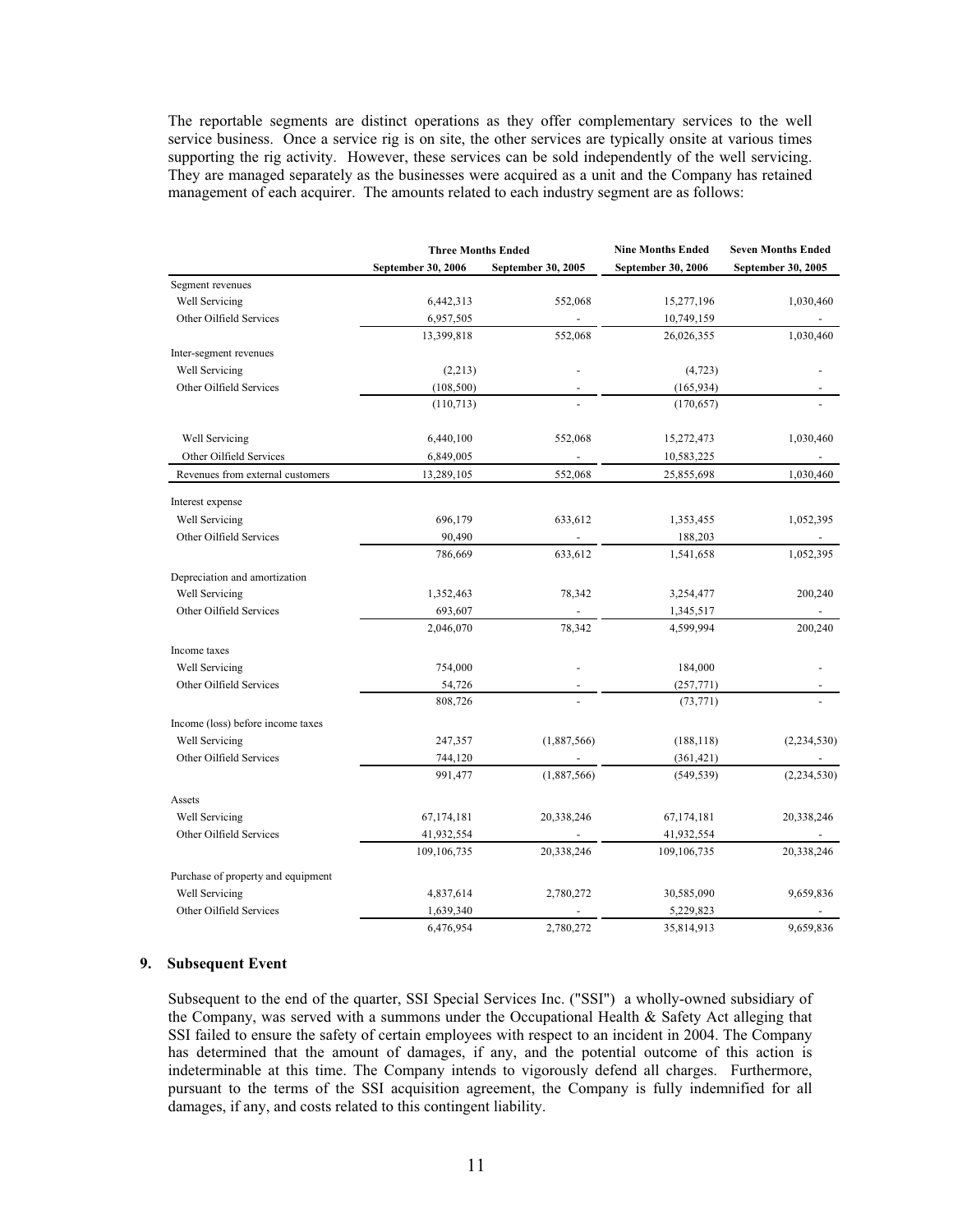The reportable segments are distinct operations as they offer complementary services to the well service business. Once a service rig is on site, the other services are typically onsite at various times supporting the rig activity. However, these services can be sold independently of the well servicing. They are managed separately as the businesses were acquired as a unit and the Company has retained management of each acquirer. The amounts related to each industry segment are as follows:

| | Three Months Ended | | Nine Months Ended | Seven Months Ended |
|---|---|---|---|---|
| | September 30, 2006 | September 30, 2005 | September 30, 2006 | September 30, 2005 |
| Segment revenues | | | | |
| Well Servicing | 6,442,313 | 552,068 | 15,277,196 | 1,030,460 |
| Other Oilfield Services | 6,957,505 | - | 10,749,159 | - |
| | 13,399,818 | 552,068 | 26,026,355 | 1,030,460 |
| Inter-segment revenues | | | | |
| Well Servicing | (2,213) | - | (4,723) | - |
| Other Oilfield Services | (108,500) | - | (165,934) | - |
| | (110,713) | - | (170,657) | - |
| Well Servicing | 6,440,100 | 552,068 | 15,272,473 | 1,030,460 |
| Other Oilfield Services | 6,849,005 | - | 10,583,225 | - |
| Revenues from external customers | 13,289,105 | 552,068 | 25,855,698 | 1,030,460 |
| Interest expense | | | | |
| Well Servicing | 696,179 | 633,612 | 1,353,455 | 1,052,395 |
| Other Oilfield Services | 90,490 | - | 188,203 | - |
| | 786,669 | 633,612 | 1,541,658 | 1,052,395 |
| Depreciation and amortization | | | | |
| Well Servicing | 1,352,463 | 78,342 | 3,254,477 | 200,240 |
| Other Oilfield Services | 693,607 | - | 1,345,517 | - |
| | 2,046,070 | 78,342 | 4,599,994 | 200,240 |
| Income taxes | | | | |
| Well Servicing | 754,000 | - | 184,000 | - |
| Other Oilfield Services | 54,726 | - | (257,771) | - |
| | 808,726 | - | (73,771) | - |
| Income (loss) before income taxes | | | | |
| Well Servicing | 247,357 | (1,887,566) | (188,118) | (2,234,530) |
| Other Oilfield Services | 744,120 | - | (361,421) | - |
| | 991,477 | (1,887,566) | (549,539) | (2,234,530) |
| Assets | | | | |
| Well Servicing | 67,174,181 | 20,338,246 | 67,174,181 | 20,338,246 |
| Other Oilfield Services | 41,932,554 | - | 41,932,554 | - |
| | 109,106,735 | 20,338,246 | 109,106,735 | 20,338,246 |
| Purchase of property and equipment | | | | |
| Well Servicing | 4,837,614 | 2,780,272 | 30,585,090 | 9,659,836 |
| Other Oilfield Services | 1,639,340 | - | 5,229,823 | - |
| | 6,476,954 | 2,780,272 | 35,814,913 | 9,659,836 |

## 9. Subsequent Event

Subsequent to the end of the quarter, SSI Special Services Inc. ("SSI") a wholly-owned subsidiary of the Company, was served with a summons under the Occupational Health & Safety Act alleging that SSI failed to ensure the safety of certain employees with respect to an incident in 2004. The Company has determined that the amount of damages, if any, and the potential outcome of this action is indeterminable at this time. The Company intends to vigorously defend all charges. Furthermore, pursuant to the terms of the SSI acquisition agreement, the Company is fully indemnified for all damages, if any, and costs related to this contingent liability.